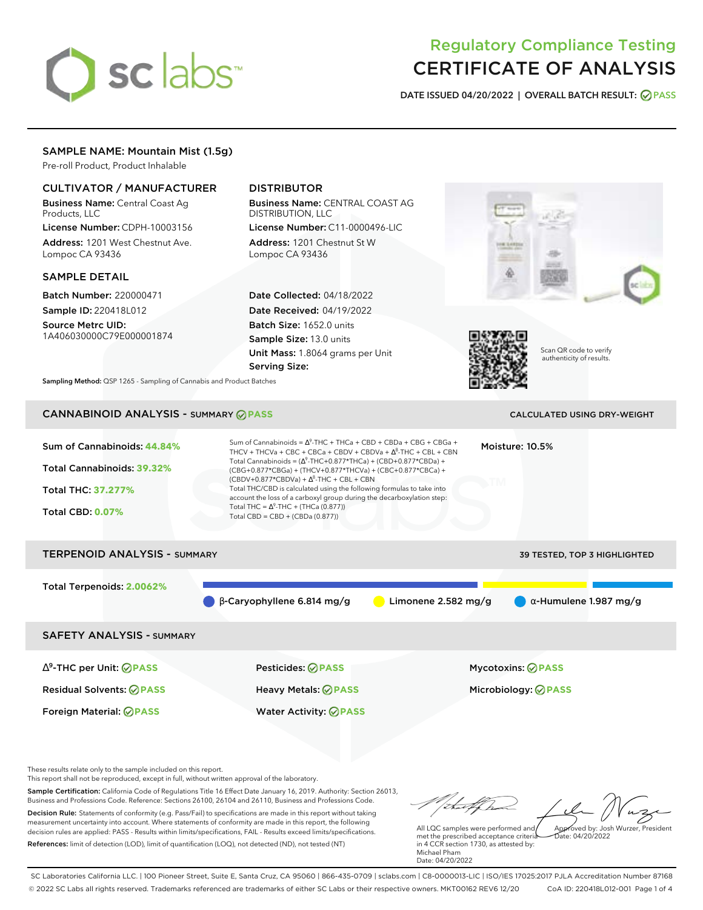# Regulatory Compliance Testing
# CERTIFICATE OF ANALYSIS

**DATE ISSUED** 04/20/2022 | **OVERALL BATCH RESULT:** PASS

## SAMPLE NAME: Mountain Mist (1.5g)

Pre-roll Product, Product Inhalable

### CULTIVATOR / MANUFACTURER

**Business Name:** Central Coast Ag Products, LLC
**License Number:** CDPH-10003156
**Address:** 1201 West Chestnut Ave. Lompoc CA 93436

### DISTRIBUTOR

**Business Name:** CENTRAL COAST AG DISTRIBUTION, LLC
**License Number:** C11-0000496-LIC
**Address:** 1201 Chestnut St W Lompoc CA 93436

### SAMPLE DETAIL

**Batch Number:** 220000471
**Sample ID:** 220418L012
**Source Metrc UID:** 1A406030000C79E000001874

**Date Collected:** 04/18/2022
**Date Received:** 04/19/2022
**Batch Size:** 1652.0 units
**Sample Size:** 13.0 units
**Unit Mass:** 1.8064 grams per Unit
**Serving Size:**

Scan QR code to verify authenticity of results.

**Sampling Method:** QSP 1265 - Sampling of Cannabis and Product Batches

## CANNABINOID ANALYSIS - SUMMARY PASS

CALCULATED USING DRY-WEIGHT

**Sum of Cannabinoids:** 44.84%
**Total Cannabinoids:** 39.32%
**Total THC:** 37.277%
**Total CBD:** 0.07%

Sum of Cannabinoids = $\Delta^9$-THC + THCa + CBD + CBDa + CBG + CBGa + THCV + THCVa + CBC + CBCa + CBDV + CBDVa + $\Delta^8$-THC + CBL + CBN
Total Cannabinoids = ($\Delta^9$-THC+0.877*THCa) + (CBD+0.877*CBDa) + (CBG+0.877*CBGa) + (THCV+0.877*THCVa) + (CBC+0.877*CBCa) + (CBDV+0.877*CBDVa) + $\Delta^8$-THC + CBL + CBN
Total THC/CBD is calculated using the following formulas to take into account the loss of a carboxyl group during the decarboxylation step:
Total THC = $\Delta^9$-THC + (THCa (0.877))
Total CBD = CBD + (CBDa (0.877))

**Moisture:** 10.5%

## TERPENOID ANALYSIS - SUMMARY

39 TESTED, TOP 3 HIGHLIGHTED

**Total Terpenoids:** 2.0062%

β-Caryophyllene 6.814 mg/g
Limonene 2.582 mg/g
α-Humulene 1.987 mg/g

## SAFETY ANALYSIS - SUMMARY

| | | |
|---|---|---|
| $\Delta^9$-THC per Unit: PASS | Pesticides: PASS | Mycotoxins: PASS |
| Residual Solvents: PASS | Heavy Metals: PASS | Microbiology: PASS |
| Foreign Material: PASS | Water Activity: PASS | |

These results relate only to the sample included on this report.
This report shall not be reproduced, except in full, without written approval of the laboratory.

**Sample Certification:** California Code of Regulations Title 16 Effect Date January 16, 2019. Authority: Section 26013, Business and Professions Code. Reference: Sections 26100, 26104 and 26110, Business and Professions Code.

**Decision Rule:** Statements of conformity (e.g. Pass/Fail) to specifications are made in this report without taking measurement uncertainty into account. Where statements of conformity are made in this report, the following decision rules are applied: PASS - Results within limits/specifications, FAIL - Results exceed limits/specifications.

**References:** limit of detection (LOD), limit of quantification (LOQ), not detected (ND), not tested (NT)

All LQC samples were performed and met the prescribed acceptance criteria in 4 CCR section 1730, as attested by: Michael Pham
Date: 04/20/2022

Approved by: Josh Wurzer, President
Date: 04/20/2022

SC Laboratories California LLC. | 100 Pioneer Street, Suite E, Santa Cruz, CA 95060 | 866-435-0709 | sclabs.com | C8-0000013-LIC | ISO/IES 17025:2017 PJLA Accreditation Number 87168
© 2022 SC Labs all rights reserved. Trademarks referenced are trademarks of either SC Labs or their respective owners. MKT00162 REV6 12/20 CoA ID: 220418L012-001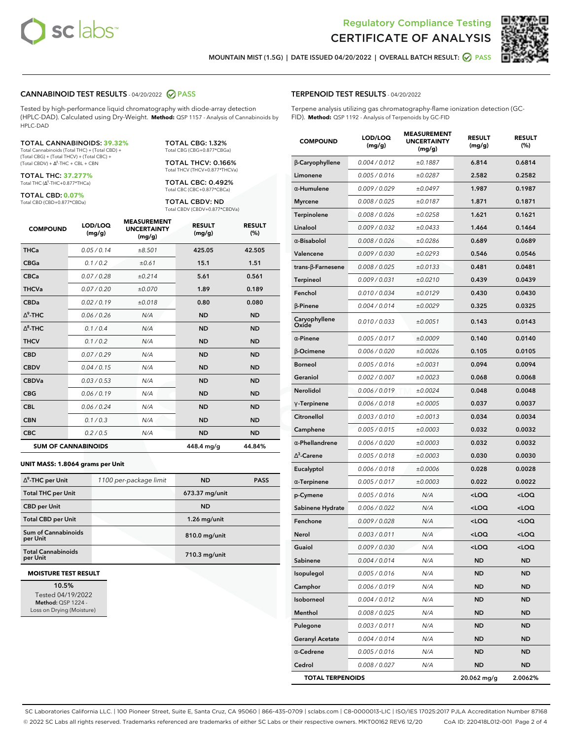# Regulatory Compliance Testing
# CERTIFICATE OF ANALYSIS

MOUNTAIN MIST (1.5G) | DATE ISSUED 04/20/2022 | OVERALL BATCH RESULT: PASS

## CANNABINOID TEST RESULTS - 04/20/2022 PASS

Tested by high-performance liquid chromatography with diode-array detection (HPLC-DAD). Calculated using Dry-Weight. **Method:** QSP 1157 - Analysis of Cannabinoids by HPLC-DAD

**TOTAL CANNABINOIDS: 39.32%**
Total Cannabinoids (Total THC) + (Total CBD) + (Total CBG) + (Total THCV) + (Total CBC) + (Total CBDV) + $\Delta^8$-THC + CBL + CBN

**TOTAL THC: 37.277%**
Total THC ($\Delta^9$-THC+0.877*THCa)

**TOTAL CBD: 0.07%**
Total CBD (CBD+0.877*CBDa)

**TOTAL CBG: 1.32%**
Total CBG (CBG+0.877*CBGa)

**TOTAL THCV: 0.166%**
Total THCV (THCV+0.877*THCVa)

**TOTAL CBC: 0.492%**
Total CBC (CBC+0.877*CBCa)

**TOTAL CBDV: ND**
Total CBDV (CBDV+0.877*CBDVa)

| COMPOUND | LOD/LOQ (mg/g) | MEASUREMENT UNCERTAINTY (mg/g) | RESULT (mg/g) | RESULT (%) |
|---|---|---|---|---|
| THCa | 0.05 / 0.14 | ±8.501 | 425.05 | 42.505 |
| CBGa | 0.1 / 0.2 | ±0.61 | 15.1 | 1.51 |
| CBCa | 0.07 / 0.28 | ±0.214 | 5.61 | 0.561 |
| THCVa | 0.07 / 0.20 | ±0.070 | 1.89 | 0.189 |
| CBDa | 0.02 / 0.19 | ±0.018 | 0.80 | 0.080 |
| $\Delta^9$-THC | 0.06 / 0.26 | N/A | ND | ND |
| $\Delta^8$-THC | 0.1 / 0.4 | N/A | ND | ND |
| THCV | 0.1 / 0.2 | N/A | ND | ND |
| CBD | 0.07 / 0.29 | N/A | ND | ND |
| CBDV | 0.04 / 0.15 | N/A | ND | ND |
| CBDVa | 0.03 / 0.53 | N/A | ND | ND |
| CBG | 0.06 / 0.19 | N/A | ND | ND |
| CBL | 0.06 / 0.24 | N/A | ND | ND |
| CBN | 0.1 / 0.3 | N/A | ND | ND |
| CBC | 0.2 / 0.5 | N/A | ND | ND |
| **SUM OF CANNABINOIDS** | | | **448.4 mg/g** | **44.84%** |

### UNIT MASS: 1.8064 grams per Unit

| | | | |
|---|---|---|---|
| $\Delta^9$-THC per Unit | 1100 per-package limit | ND | PASS |
| Total THC per Unit | | 673.37 mg/unit | |
| CBD per Unit | | ND | |
| Total CBD per Unit | | 1.26 mg/unit | |
| Sum of Cannabinoids per Unit | | 810.0 mg/unit | |
| Total Cannabinoids per Unit | | 710.3 mg/unit | |

### MOISTURE TEST RESULT

**10.5%**
Tested 04/19/2022
**Method:** QSP 1224 - Loss on Drying (Moisture)

## TERPENOID TEST RESULTS - 04/20/2022

Terpene analysis utilizing gas chromatography-flame ionization detection (GC-FID). **Method:** QSP 1192 - Analysis of Terpenoids by GC-FID

| COMPOUND | LOD/LOQ (mg/g) | MEASUREMENT UNCERTAINTY (mg/g) | RESULT (mg/g) | RESULT (%) |
|---|---|---|---|---|
| β-Caryophyllene | 0.004 / 0.012 | ±0.1887 | 6.814 | 0.6814 |
| Limonene | 0.005 / 0.016 | ±0.0287 | 2.582 | 0.2582 |
| α-Humulene | 0.009 / 0.029 | ±0.0497 | 1.987 | 0.1987 |
| Myrcene | 0.008 / 0.025 | ±0.0187 | 1.871 | 0.1871 |
| Terpinolene | 0.008 / 0.026 | ±0.0258 | 1.621 | 0.1621 |
| Linalool | 0.009 / 0.032 | ±0.0433 | 1.464 | 0.1464 |
| α-Bisabolol | 0.008 / 0.026 | ±0.0286 | 0.689 | 0.0689 |
| Valencene | 0.009 / 0.030 | ±0.0293 | 0.546 | 0.0546 |
| trans-β-Farnesene | 0.008 / 0.025 | ±0.0133 | 0.481 | 0.0481 |
| Terpineol | 0.009 / 0.031 | ±0.0210 | 0.439 | 0.0439 |
| Fenchol | 0.010 / 0.034 | ±0.0129 | 0.430 | 0.0430 |
| β-Pinene | 0.004 / 0.014 | ±0.0029 | 0.325 | 0.0325 |
| Caryophyllene Oxide | 0.010 / 0.033 | ±0.0051 | 0.143 | 0.0143 |
| α-Pinene | 0.005 / 0.017 | ±0.0009 | 0.140 | 0.0140 |
| β-Ocimene | 0.006 / 0.020 | ±0.0026 | 0.105 | 0.0105 |
| Borneol | 0.005 / 0.016 | ±0.0031 | 0.094 | 0.0094 |
| Geraniol | 0.002 / 0.007 | ±0.0023 | 0.068 | 0.0068 |
| Nerolidol | 0.006 / 0.019 | ±0.0024 | 0.048 | 0.0048 |
| γ-Terpinene | 0.006 / 0.018 | ±0.0005 | 0.037 | 0.0037 |
| Citronellol | 0.003 / 0.010 | ±0.0013 | 0.034 | 0.0034 |
| Camphene | 0.005 / 0.015 | ±0.0003 | 0.032 | 0.0032 |
| α-Phellandrene | 0.006 / 0.020 | ±0.0003 | 0.032 | 0.0032 |
| $\Delta^3$-Carene | 0.005 / 0.018 | ±0.0003 | 0.030 | 0.0030 |
| Eucalyptol | 0.006 / 0.018 | ±0.0006 | 0.028 | 0.0028 |
| α-Terpinene | 0.005 / 0.017 | ±0.0003 | 0.022 | 0.0022 |
| p-Cymene | 0.005 / 0.016 | N/A | <LOQ | <LOQ |
| Sabinene Hydrate | 0.006 / 0.022 | N/A | <LOQ | <LOQ |
| Fenchone | 0.009 / 0.028 | N/A | <LOQ | <LOQ |
| Nerol | 0.003 / 0.011 | N/A | <LOQ | <LOQ |
| Guaiol | 0.009 / 0.030 | N/A | <LOQ | <LOQ |
| Sabinene | 0.004 / 0.014 | N/A | ND | ND |
| Isopulegol | 0.005 / 0.016 | N/A | ND | ND |
| Camphor | 0.006 / 0.019 | N/A | ND | ND |
| Isoborneol | 0.004 / 0.012 | N/A | ND | ND |
| Menthol | 0.008 / 0.025 | N/A | ND | ND |
| Pulegone | 0.003 / 0.011 | N/A | ND | ND |
| Geranyl Acetate | 0.004 / 0.014 | N/A | ND | ND |
| α-Cedrene | 0.005 / 0.016 | N/A | ND | ND |
| Cedrol | 0.008 / 0.027 | N/A | ND | ND |
| **TOTAL TERPENOIDS** | | | **20.062 mg/g** | **2.0062%** |

SC Laboratories California LLC. | 100 Pioneer Street, Suite E, Santa Cruz, CA 95060 | 866-435-0709 | sclabs.com | C8-0000013-LIC | ISO/IES 17025:2017 PJLA Accreditation Number 87168
© 2022 SC Labs all rights reserved. Trademarks referenced are trademarks of either SC Labs or their respective owners. MKT00162 REV6 12/20 CoA ID: 220418L012-001